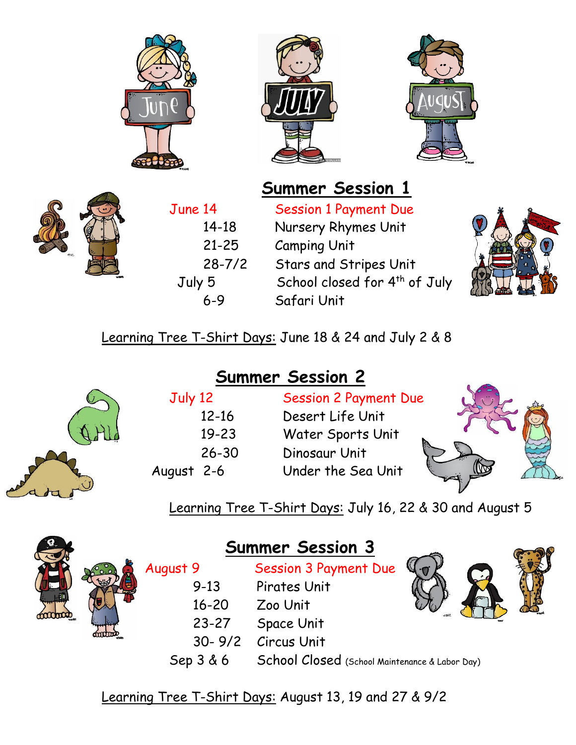## Summer Session 1

| | |
|---|---|
| June 14 | Session 1 Payment Due |
| 14-18 | Nursery Rhymes Unit |
| 21-25 | Camping Unit |
| 28-7/2 | Stars and Stripes Unit |
| July 5 | School closed for 4th of July |
| 6-9 | Safari Unit |

Learning Tree T-Shirt Days: June 18 & 24 and July 2 & 8

## Summer Session 2

| | |
|---|---|
| July 12 | Session 2 Payment Due |
| 12-16 | Desert Life Unit |
| 19-23 | Water Sports Unit |
| 26-30 | Dinosaur Unit |
| August 2-6 | Under the Sea Unit |

Learning Tree T-Shirt Days: July 16, 22 & 30 and August 5

## Summer Session 3

| | |
|---|---|
| August 9 | Session 3 Payment Due |
| 9-13 | Pirates Unit |
| 16-20 | Zoo Unit |
| 23-27 | Space Unit |
| 30- 9/2 | Circus Unit |
| Sep 3 & 6 | School Closed (School Maintenance & Labor Day) |

Learning Tree T-Shirt Days: August 13, 19 and 27 & 9/2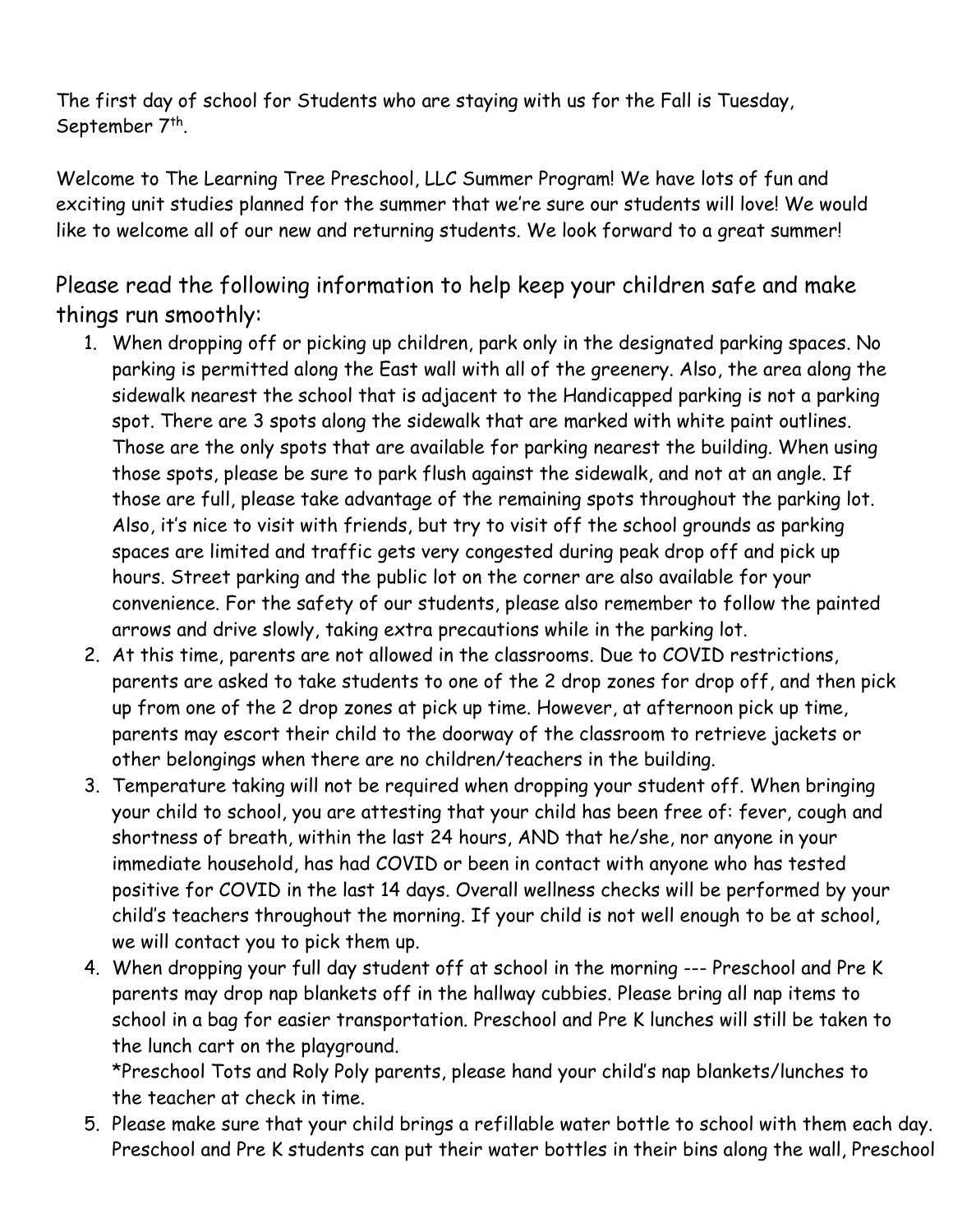The first day of school for Students who are staying with us for the Fall is Tuesday, September 7th.

Welcome to The Learning Tree Preschool, LLC Summer Program! We have lots of fun and exciting unit studies planned for the summer that we're sure our students will love! We would like to welcome all of our new and returning students. We look forward to a great summer!

## Please read the following information to help keep your children safe and make things run smoothly:

1. When dropping off or picking up children, park only in the designated parking spaces. No parking is permitted along the East wall with all of the greenery. Also, the area along the sidewalk nearest the school that is adjacent to the Handicapped parking is not a parking spot. There are 3 spots along the sidewalk that are marked with white paint outlines. Those are the only spots that are available for parking nearest the building. When using those spots, please be sure to park flush against the sidewalk, and not at an angle. If those are full, please take advantage of the remaining spots throughout the parking lot. Also, it's nice to visit with friends, but try to visit off the school grounds as parking spaces are limited and traffic gets very congested during peak drop off and pick up hours. Street parking and the public lot on the corner are also available for your convenience. For the safety of our students, please also remember to follow the painted arrows and drive slowly, taking extra precautions while in the parking lot.
2. At this time, parents are not allowed in the classrooms. Due to COVID restrictions, parents are asked to take students to one of the 2 drop zones for drop off, and then pick up from one of the 2 drop zones at pick up time. However, at afternoon pick up time, parents may escort their child to the doorway of the classroom to retrieve jackets or other belongings when there are no children/teachers in the building.
3. Temperature taking will not be required when dropping your student off. When bringing your child to school, you are attesting that your child has been free of: fever, cough and shortness of breath, within the last 24 hours, AND that he/she, nor anyone in your immediate household, has had COVID or been in contact with anyone who has tested positive for COVID in the last 14 days. Overall wellness checks will be performed by your child's teachers throughout the morning. If your child is not well enough to be at school, we will contact you to pick them up.
4. When dropping your full day student off at school in the morning --- Preschool and Pre K parents may drop nap blankets off in the hallway cubbies. Please bring all nap items to school in a bag for easier transportation. Preschool and Pre K lunches will still be taken to the lunch cart on the playground.
   *Preschool Tots and Roly Poly parents, please hand your child's nap blankets/lunches to the teacher at check in time.
5. Please make sure that your child brings a refillable water bottle to school with them each day. Preschool and Pre K students can put their water bottles in their bins along the wall, Preschool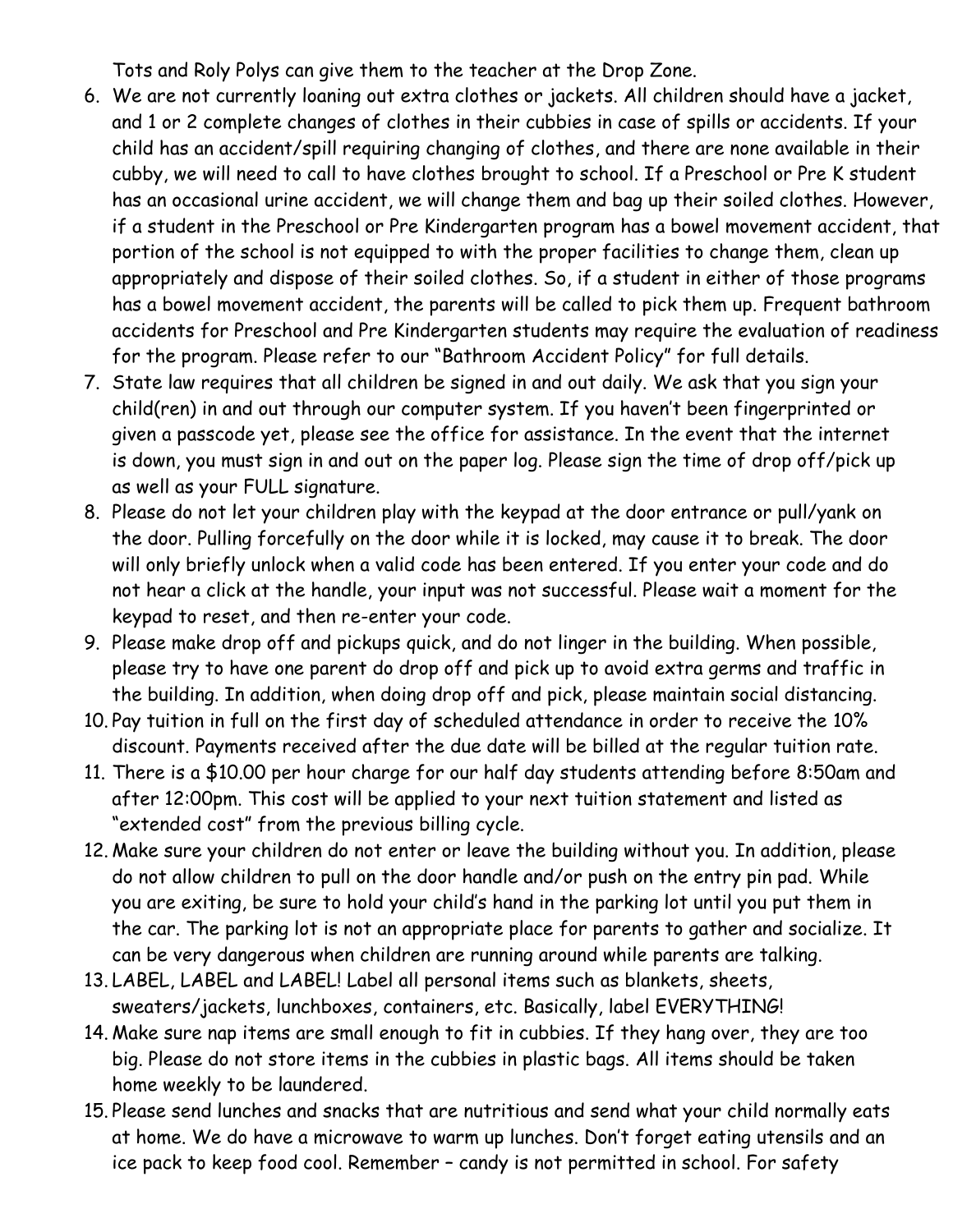Tots and Roly Polys can give them to the teacher at the Drop Zone.

6. We are not currently loaning out extra clothes or jackets. All children should have a jacket, and 1 or 2 complete changes of clothes in their cubbies in case of spills or accidents. If your child has an accident/spill requiring changing of clothes, and there are none available in their cubby, we will need to call to have clothes brought to school. If a Preschool or Pre K student has an occasional urine accident, we will change them and bag up their soiled clothes. However, if a student in the Preschool or Pre Kindergarten program has a bowel movement accident, that portion of the school is not equipped to with the proper facilities to change them, clean up appropriately and dispose of their soiled clothes. So, if a student in either of those programs has a bowel movement accident, the parents will be called to pick them up. Frequent bathroom accidents for Preschool and Pre Kindergarten students may require the evaluation of readiness for the program. Please refer to our "Bathroom Accident Policy" for full details.
7. State law requires that all children be signed in and out daily. We ask that you sign your child(ren) in and out through our computer system. If you haven't been fingerprinted or given a passcode yet, please see the office for assistance. In the event that the internet is down, you must sign in and out on the paper log. Please sign the time of drop off/pick up as well as your FULL signature.
8. Please do not let your children play with the keypad at the door entrance or pull/yank on the door. Pulling forcefully on the door while it is locked, may cause it to break. The door will only briefly unlock when a valid code has been entered. If you enter your code and do not hear a click at the handle, your input was not successful. Please wait a moment for the keypad to reset, and then re-enter your code.
9. Please make drop off and pickups quick, and do not linger in the building. When possible, please try to have one parent do drop off and pick up to avoid extra germs and traffic in the building. In addition, when doing drop off and pick, please maintain social distancing.
10. Pay tuition in full on the first day of scheduled attendance in order to receive the 10% discount. Payments received after the due date will be billed at the regular tuition rate.
11. There is a $10.00 per hour charge for our half day students attending before 8:50am and after 12:00pm. This cost will be applied to your next tuition statement and listed as "extended cost" from the previous billing cycle.
12. Make sure your children do not enter or leave the building without you. In addition, please do not allow children to pull on the door handle and/or push on the entry pin pad. While you are exiting, be sure to hold your child's hand in the parking lot until you put them in the car. The parking lot is not an appropriate place for parents to gather and socialize. It can be very dangerous when children are running around while parents are talking.
13. LABEL, LABEL and LABEL! Label all personal items such as blankets, sheets, sweaters/jackets, lunchboxes, containers, etc. Basically, label EVERYTHING!
14. Make sure nap items are small enough to fit in cubbies. If they hang over, they are too big. Please do not store items in the cubbies in plastic bags. All items should be taken home weekly to be laundered.
15. Please send lunches and snacks that are nutritious and send what your child normally eats at home. We do have a microwave to warm up lunches. Don't forget eating utensils and an ice pack to keep food cool. Remember – candy is not permitted in school. For safety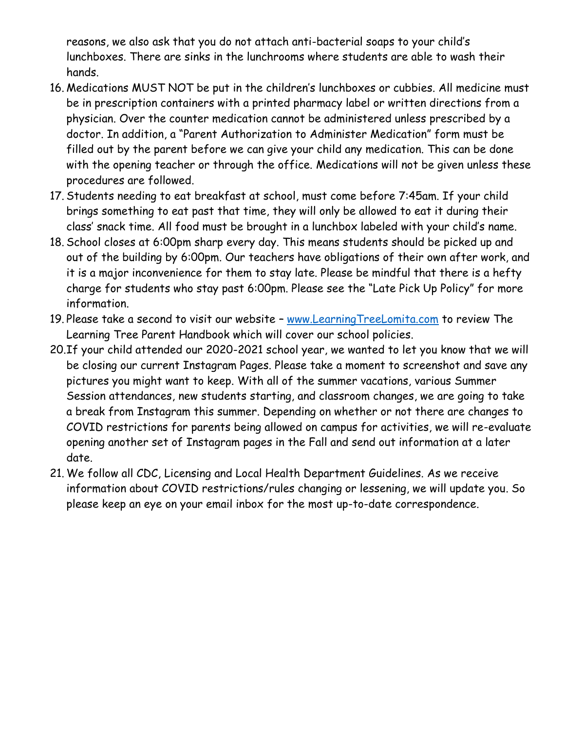reasons, we also ask that you do not attach anti-bacterial soaps to your child's lunchboxes. There are sinks in the lunchrooms where students are able to wash their hands.

16. Medications MUST NOT be put in the children's lunchboxes or cubbies. All medicine must be in prescription containers with a printed pharmacy label or written directions from a physician. Over the counter medication cannot be administered unless prescribed by a doctor. In addition, a "Parent Authorization to Administer Medication" form must be filled out by the parent before we can give your child any medication. This can be done with the opening teacher or through the office. Medications will not be given unless these procedures are followed.
17. Students needing to eat breakfast at school, must come before 7:45am. If your child brings something to eat past that time, they will only be allowed to eat it during their class' snack time. All food must be brought in a lunchbox labeled with your child's name.
18. School closes at 6:00pm sharp every day. This means students should be picked up and out of the building by 6:00pm. Our teachers have obligations of their own after work, and it is a major inconvenience for them to stay late. Please be mindful that there is a hefty charge for students who stay past 6:00pm. Please see the "Late Pick Up Policy" for more information.
19. Please take a second to visit our website – [www.LearningTreeLomita.com](http://www.LearningTreeLomita.com) to review The Learning Tree Parent Handbook which will cover our school policies.
20. If your child attended our 2020-2021 school year, we wanted to let you know that we will be closing our current Instagram Pages. Please take a moment to screenshot and save any pictures you might want to keep. With all of the summer vacations, various Summer Session attendances, new students starting, and classroom changes, we are going to take a break from Instagram this summer. Depending on whether or not there are changes to COVID restrictions for parents being allowed on campus for activities, we will re-evaluate opening another set of Instagram pages in the Fall and send out information at a later date.
21. We follow all CDC, Licensing and Local Health Department Guidelines. As we receive information about COVID restrictions/rules changing or lessening, we will update you. So please keep an eye on your email inbox for the most up-to-date correspondence.